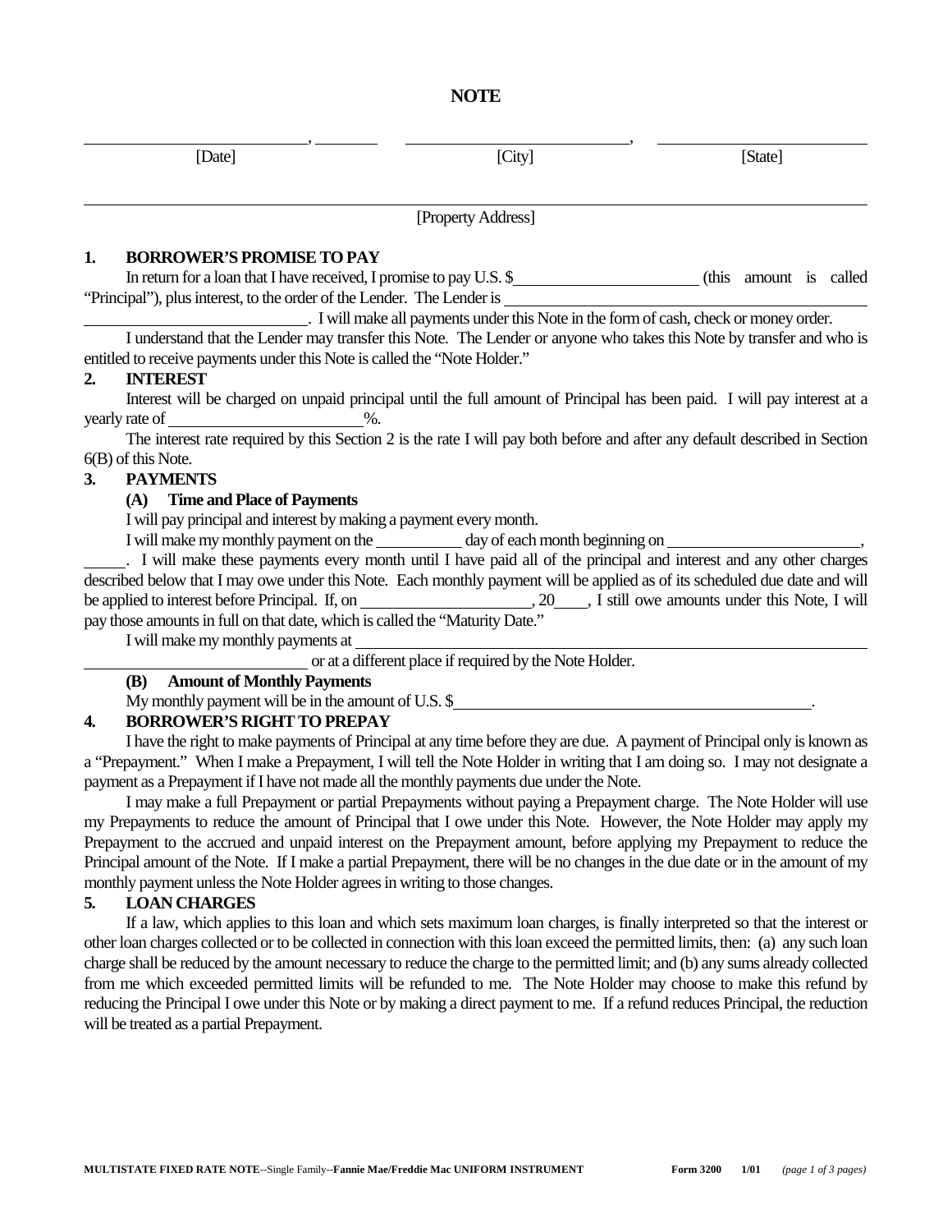# NOTE

\_\_\_\_\_\_\_\_\_\_\_\_\_\_\_\_\_\_\_\_, \_\_\_\_\_\_\_\_ \_\_\_\_\_\_\_\_\_\_\_\_\_\_\_\_\_\_\_\_, \_\_\_\_\_\_\_\_\_\_\_\_\_\_\_\_\_\_\_\_

[Date] [City] [State]

\_\_\_\_\_\_\_\_\_\_\_\_\_\_\_\_\_\_\_\_\_\_\_\_\_\_\_\_\_\_\_\_\_\_\_\_\_\_\_\_\_\_\_\_\_\_\_\_\_\_\_\_\_\_

[Property Address]

**1. BORROWER'S PROMISE TO PAY**

In return for a loan that I have received, I promise to pay U.S. $\_\_\_\_\_\_\_\_\_\_\_\_\_\_\_\_\_\_\_\_ (this amount is called "Principal"), plus interest, to the order of the Lender. The Lender is \_\_\_\_\_\_\_\_\_\_\_\_\_\_\_\_\_\_\_\_\_\_\_\_\_\_\_\_\_\_\_\_\_\_\_\_\_\_\_\_\_\_\_\_. I will make all payments under this Note in the form of cash, check or money order.

I understand that the Lender may transfer this Note. The Lender or anyone who takes this Note by transfer and who is entitled to receive payments under this Note is called the "Note Holder."

**2. INTEREST**

Interest will be charged on unpaid principal until the full amount of Principal has been paid. I will pay interest at a yearly rate of \_\_\_\_\_\_\_\_\_\_\_\_\_\_\_\_\_\_\_\_%.

The interest rate required by this Section 2 is the rate I will pay both before and after any default described in Section 6(B) of this Note.

**3. PAYMENTS**

**(A) Time and Place of Payments**

I will pay principal and interest by making a payment every month.

I will make my monthly payment on the \_\_\_\_\_\_\_\_\_\_ day of each month beginning on \_\_\_\_\_\_\_\_\_\_\_\_\_\_\_\_\_\_\_\_, \_\_\_\_\_. I will make these payments every month until I have paid all of the principal and interest and any other charges described below that I may owe under this Note. Each monthly payment will be applied as of its scheduled due date and will be applied to interest before Principal. If, on \_\_\_\_\_\_\_\_\_\_\_\_\_\_\_\_\_\_\_\_, 20\_\_\_\_, I still owe amounts under this Note, I will pay those amounts in full on that date, which is called the "Maturity Date."

I will make my monthly payments at \_\_\_\_\_\_\_\_\_\_\_\_\_\_\_\_\_\_\_\_\_\_\_\_\_\_\_\_\_\_\_\_\_\_\_\_\_\_\_\_\_\_\_\_\_\_\_\_ or at a different place if required by the Note Holder.

**(B) Amount of Monthly Payments**

My monthly payment will be in the amount of U.S. $\_\_\_\_\_\_\_\_\_\_\_\_\_\_\_\_\_\_\_\_\_\_\_\_\_\_\_\_\_\_\_\_\_\_\_\_\_\_\_\_.

**4. BORROWER'S RIGHT TO PREPAY**

I have the right to make payments of Principal at any time before they are due. A payment of Principal only is known as a "Prepayment." When I make a Prepayment, I will tell the Note Holder in writing that I am doing so. I may not designate a payment as a Prepayment if I have not made all the monthly payments due under the Note.

I may make a full Prepayment or partial Prepayments without paying a Prepayment charge. The Note Holder will use my Prepayments to reduce the amount of Principal that I owe under this Note. However, the Note Holder may apply my Prepayment to the accrued and unpaid interest on the Prepayment amount, before applying my Prepayment to reduce the Principal amount of the Note. If I make a partial Prepayment, there will be no changes in the due date or in the amount of my monthly payment unless the Note Holder agrees in writing to those changes.

**5. LOAN CHARGES**

If a law, which applies to this loan and which sets maximum loan charges, is finally interpreted so that the interest or other loan charges collected or to be collected in connection with this loan exceed the permitted limits, then: (a) any such loan charge shall be reduced by the amount necessary to reduce the charge to the permitted limit; and (b) any sums already collected from me which exceeded permitted limits will be refunded to me. The Note Holder may choose to make this refund by reducing the Principal I owe under this Note or by making a direct payment to me. If a refund reduces Principal, the reduction will be treated as a partial Prepayment.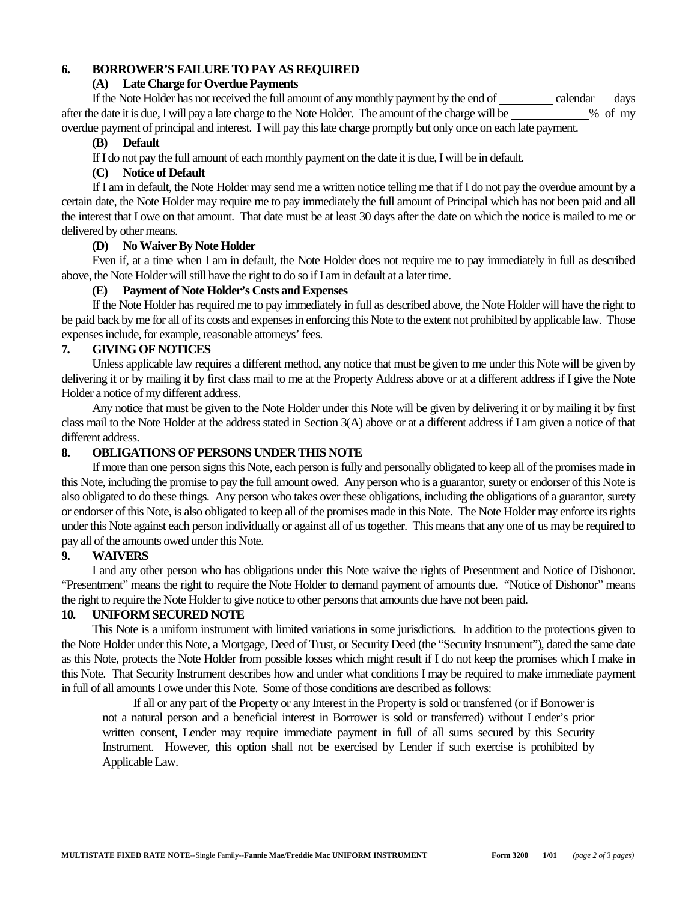## 6. BORROWER'S FAILURE TO PAY AS REQUIRED

### (A) Late Charge for Overdue Payments

If the Note Holder has not received the full amount of any monthly payment by the end of __________ calendar days after the date it is due, I will pay a late charge to the Note Holder. The amount of the charge will be ______________% of my overdue payment of principal and interest. I will pay this late charge promptly but only once on each late payment.

### (B) Default

If I do not pay the full amount of each monthly payment on the date it is due, I will be in default.

### (C) Notice of Default

If I am in default, the Note Holder may send me a written notice telling me that if I do not pay the overdue amount by a certain date, the Note Holder may require me to pay immediately the full amount of Principal which has not been paid and all the interest that I owe on that amount. That date must be at least 30 days after the date on which the notice is mailed to me or delivered by other means.

### (D) No Waiver By Note Holder

Even if, at a time when I am in default, the Note Holder does not require me to pay immediately in full as described above, the Note Holder will still have the right to do so if I am in default at a later time.

### (E) Payment of Note Holder's Costs and Expenses

If the Note Holder has required me to pay immediately in full as described above, the Note Holder will have the right to be paid back by me for all of its costs and expenses in enforcing this Note to the extent not prohibited by applicable law. Those expenses include, for example, reasonable attorneys' fees.

## 7. GIVING OF NOTICES

Unless applicable law requires a different method, any notice that must be given to me under this Note will be given by delivering it or by mailing it by first class mail to me at the Property Address above or at a different address if I give the Note Holder a notice of my different address.

Any notice that must be given to the Note Holder under this Note will be given by delivering it or by mailing it by first class mail to the Note Holder at the address stated in Section 3(A) above or at a different address if I am given a notice of that different address.

## 8. OBLIGATIONS OF PERSONS UNDER THIS NOTE

If more than one person signs this Note, each person is fully and personally obligated to keep all of the promises made in this Note, including the promise to pay the full amount owed. Any person who is a guarantor, surety or endorser of this Note is also obligated to do these things. Any person who takes over these obligations, including the obligations of a guarantor, surety or endorser of this Note, is also obligated to keep all of the promises made in this Note. The Note Holder may enforce its rights under this Note against each person individually or against all of us together. This means that any one of us may be required to pay all of the amounts owed under this Note.

## 9. WAIVERS

I and any other person who has obligations under this Note waive the rights of Presentment and Notice of Dishonor. "Presentment" means the right to require the Note Holder to demand payment of amounts due. "Notice of Dishonor" means the right to require the Note Holder to give notice to other persons that amounts due have not been paid.

## 10. UNIFORM SECURED NOTE

This Note is a uniform instrument with limited variations in some jurisdictions. In addition to the protections given to the Note Holder under this Note, a Mortgage, Deed of Trust, or Security Deed (the "Security Instrument"), dated the same date as this Note, protects the Note Holder from possible losses which might result if I do not keep the promises which I make in this Note. That Security Instrument describes how and under what conditions I may be required to make immediate payment in full of all amounts I owe under this Note. Some of those conditions are described as follows:

> If all or any part of the Property or any Interest in the Property is sold or transferred (or if Borrower is not a natural person and a beneficial interest in Borrower is sold or transferred) without Lender's prior written consent, Lender may require immediate payment in full of all sums secured by this Security Instrument. However, this option shall not be exercised by Lender if such exercise is prohibited by Applicable Law.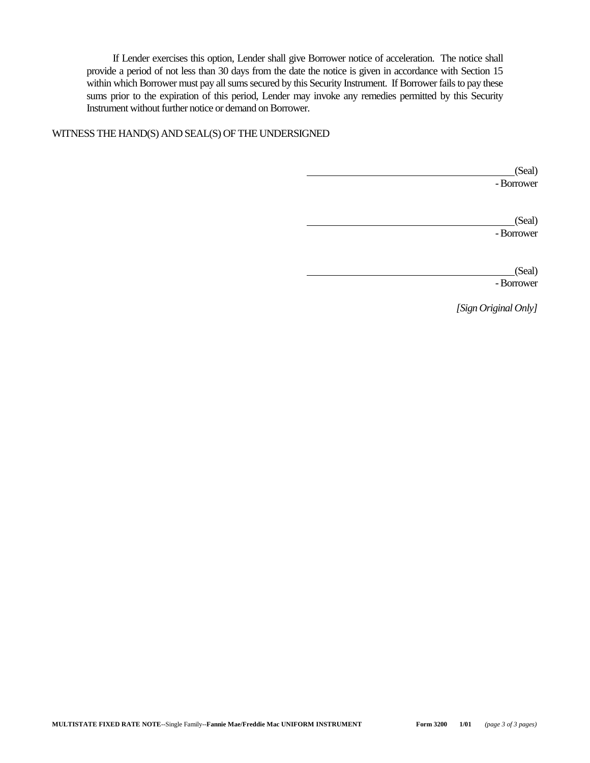If Lender exercises this option, Lender shall give Borrower notice of acceleration. The notice shall provide a period of not less than 30 days from the date the notice is given in accordance with Section 15 within which Borrower must pay all sums secured by this Security Instrument. If Borrower fails to pay these sums prior to the expiration of this period, Lender may invoke any remedies permitted by this Security Instrument without further notice or demand on Borrower.

WITNESS THE HAND(S) AND SEAL(S) OF THE UNDERSIGNED

_______________________________________ (Seal)
- Borrower

_______________________________________ (Seal)
- Borrower

_______________________________________ (Seal)
- Borrower

*[Sign Original Only]*

**MULTISTATE FIXED RATE NOTE**--Single Family--**Fannie Mae/Freddie Mac UNIFORM INSTRUMENT** **Form 3200 1/01**